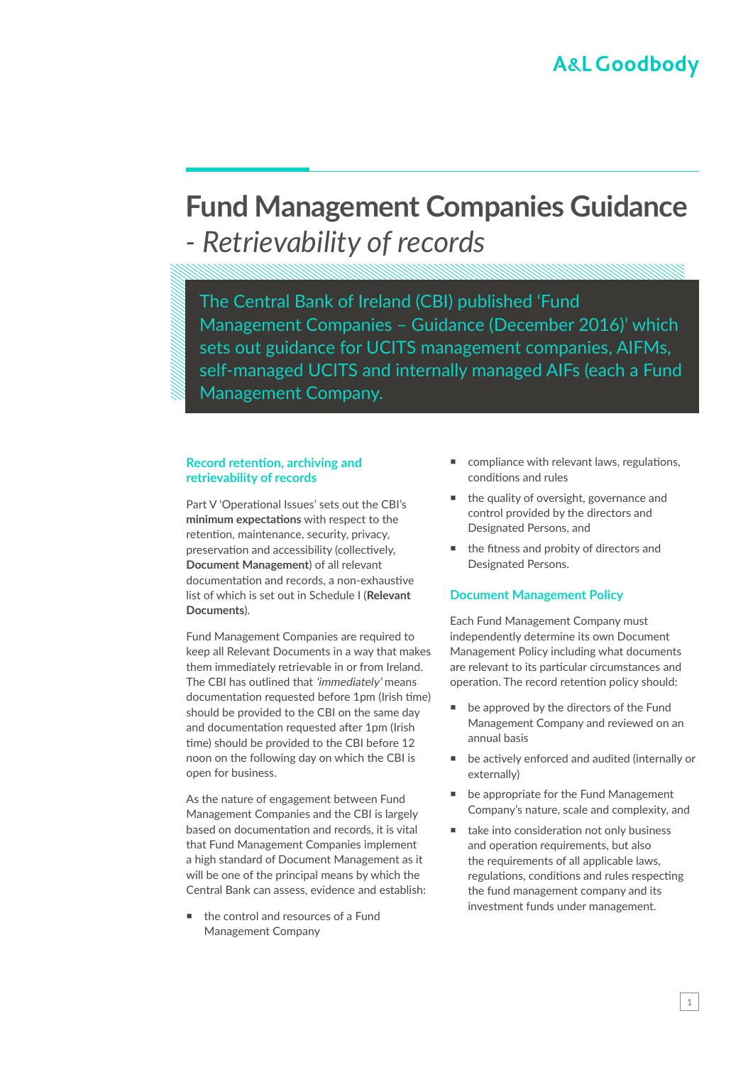A&L Goodbody

# Fund Management Companies Guidance - *Retrievability of records*

The Central Bank of Ireland (CBI) published 'Fund Management Companies – Guidance (December 2016)' which sets out guidance for UCITS management companies, AIFMs, self-managed UCITS and internally managed AIFs (each a Fund Management Company.

## Record retention, archiving and retrievability of records

Part V 'Operational Issues' sets out the CBI's **minimum expectations** with respect to the retention, maintenance, security, privacy, preservation and accessibility (collectively, **Document Management**) of all relevant documentation and records, a non-exhaustive list of which is set out in Schedule I (**Relevant Documents**).

Fund Management Companies are required to keep all Relevant Documents in a way that makes them immediately retrievable in or from Ireland. The CBI has outlined that *'immediately'* means documentation requested before 1pm (Irish time) should be provided to the CBI on the same day and documentation requested after 1pm (Irish time) should be provided to the CBI before 12 noon on the following day on which the CBI is open for business.

As the nature of engagement between Fund Management Companies and the CBI is largely based on documentation and records, it is vital that Fund Management Companies implement a high standard of Document Management as it will be one of the principal means by which the Central Bank can assess, evidence and establish:

- the control and resources of a Fund Management Company
- compliance with relevant laws, regulations, conditions and rules
- the quality of oversight, governance and control provided by the directors and Designated Persons, and
- the fitness and probity of directors and Designated Persons.

## Document Management Policy

Each Fund Management Company must independently determine its own Document Management Policy including what documents are relevant to its particular circumstances and operation. The record retention policy should:

- be approved by the directors of the Fund Management Company and reviewed on an annual basis
- be actively enforced and audited (internally or externally)
- be appropriate for the Fund Management Company's nature, scale and complexity, and
- take into consideration not only business and operation requirements, but also the requirements of all applicable laws, regulations, conditions and rules respecting the fund management company and its investment funds under management.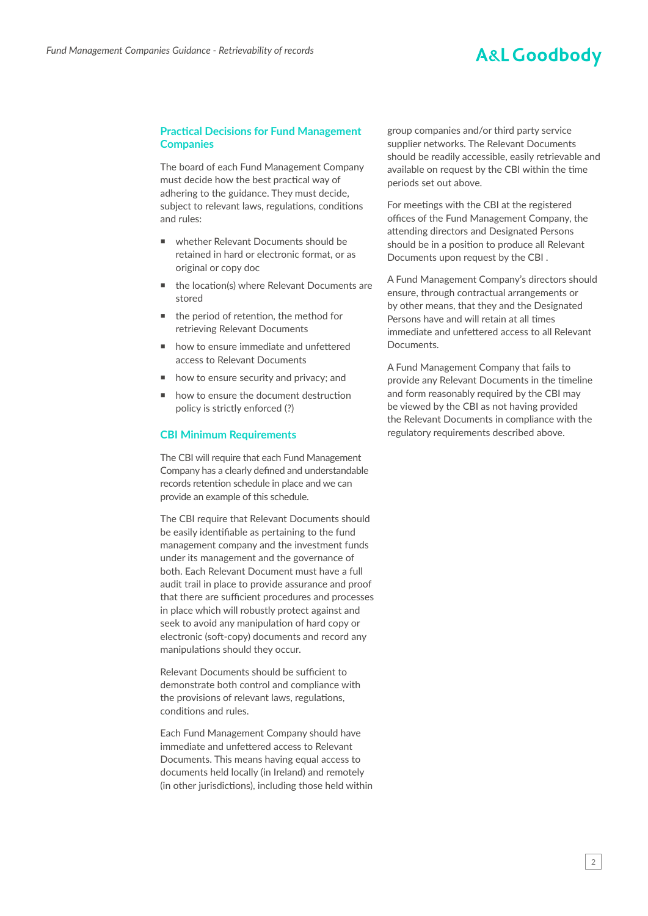## Practical Decisions for Fund Management Companies

The board of each Fund Management Company must decide how the best practical way of adhering to the guidance. They must decide, subject to relevant laws, regulations, conditions and rules:

- whether Relevant Documents should be retained in hard or electronic format, or as original or copy doc
- the location(s) where Relevant Documents are stored
- the period of retention, the method for retrieving Relevant Documents
- how to ensure immediate and unfettered access to Relevant Documents
- how to ensure security and privacy; and
- how to ensure the document destruction policy is strictly enforced (?)

## CBI Minimum Requirements

The CBI will require that each Fund Management Company has a clearly defined and understandable records retention schedule in place and we can provide an example of this schedule.

The CBI require that Relevant Documents should be easily identifiable as pertaining to the fund management company and the investment funds under its management and the governance of both. Each Relevant Document must have a full audit trail in place to provide assurance and proof that there are sufficient procedures and processes in place which will robustly protect against and seek to avoid any manipulation of hard copy or electronic (soft-copy) documents and record any manipulations should they occur.

Relevant Documents should be sufficient to demonstrate both control and compliance with the provisions of relevant laws, regulations, conditions and rules.

Each Fund Management Company should have immediate and unfettered access to Relevant Documents. This means having equal access to documents held locally (in Ireland) and remotely (in other jurisdictions), including those held within group companies and/or third party service supplier networks. The Relevant Documents should be readily accessible, easily retrievable and available on request by the CBI within the time periods set out above.

For meetings with the CBI at the registered offices of the Fund Management Company, the attending directors and Designated Persons should be in a position to produce all Relevant Documents upon request by the CBI .

A Fund Management Company's directors should ensure, through contractual arrangements or by other means, that they and the Designated Persons have and will retain at all times immediate and unfettered access to all Relevant Documents.

A Fund Management Company that fails to provide any Relevant Documents in the timeline and form reasonably required by the CBI may be viewed by the CBI as not having provided the Relevant Documents in compliance with the regulatory requirements described above.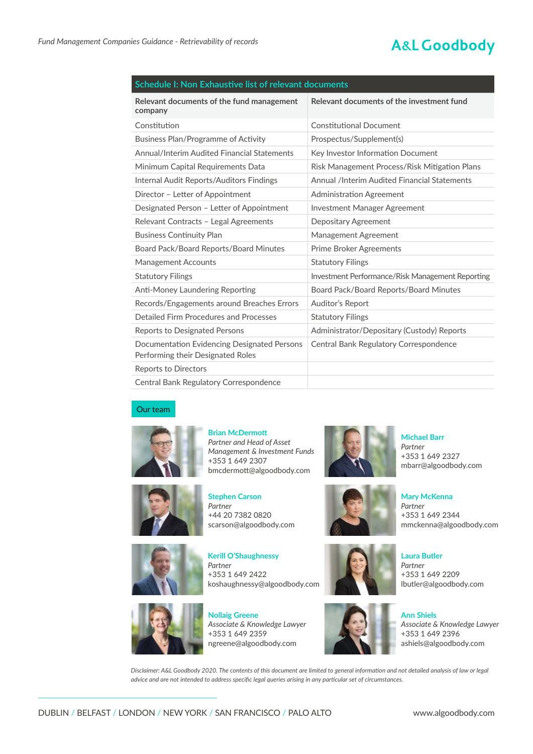## Schedule I: Non Exhaustive list of relevant documents

| Relevant documents of the fund management company | Relevant documents of the investment fund |
|---|---|
| Constitution | Constitutional Document |
| Business Plan/Programme of Activity | Prospectus/Supplement(s) |
| Annual/Interim Audited Financial Statements | Key Investor Information Document |
| Minimum Capital Requirements Data | Risk Management Process/Risk Mitigation Plans |
| Internal Audit Reports/Auditors Findings | Annual /Interim Audited Financial Statements |
| Director – Letter of Appointment | Administration Agreement |
| Designated Person – Letter of Appointment | Investment Manager Agreement |
| Relevant Contracts – Legal Agreements | Depositary Agreement |
| Business Continuity Plan | Management Agreement |
| Board Pack/Board Reports/Board Minutes | Prime Broker Agreements |
| Management Accounts | Statutory Filings |
| Statutory Filings | Investment Performance/Risk Management Reporting |
| Anti-Money Laundering Reporting | Board Pack/Board Reports/Board Minutes |
| Records/Engagements around Breaches Errors | Auditor's Report |
| Detailed Firm Procedures and Processes | Statutory Filings |
| Reports to Designated Persons | Administrator/Depositary (Custody) Reports |
| Documentation Evidencing Designated Persons Performing their Designated Roles | Central Bank Regulatory Correspondence |
| Reports to Directors | |
| Central Bank Regulatory Correspondence | |

## Our team

**Brian McDermott**
*Partner and Head of Asset Management & Investment Funds*
+353 1 649 2307
bmcdermott@algoodbody.com

**Michael Barr**
*Partner*
+353 1 649 2327
mbarr@algoodbody.com

**Stephen Carson**
*Partner*
+44 20 7382 0820
scarson@algoodbody.com

**Mary McKenna**
*Partner*
+353 1 649 2344
mmckenna@algoodbody.com

**Kerill O'Shaughnessy**
*Partner*
+353 1 649 2422
koshaughnessy@algoodbody.com

**Laura Butler**
*Partner*
+353 1 649 2209
lbutler@algoodbody.com

**Nollaig Greene**
*Associate & Knowledge Lawyer*
+353 1 649 2359
ngreene@algoodbody.com

**Ann Shiels**
*Associate & Knowledge Lawyer*
+353 1 649 2396
ashiels@algoodbody.com

*Disclaimer: A&L Goodbody 2020. The contents of this document are limited to general information and not detailed analysis of law or legal advice and are not intended to address specific legal queries arising in any particular set of circumstances.*

DUBLIN / BELFAST / LONDON / NEW YORK / SAN FRANCISCO / PALO ALTO    www.algoodbody.com